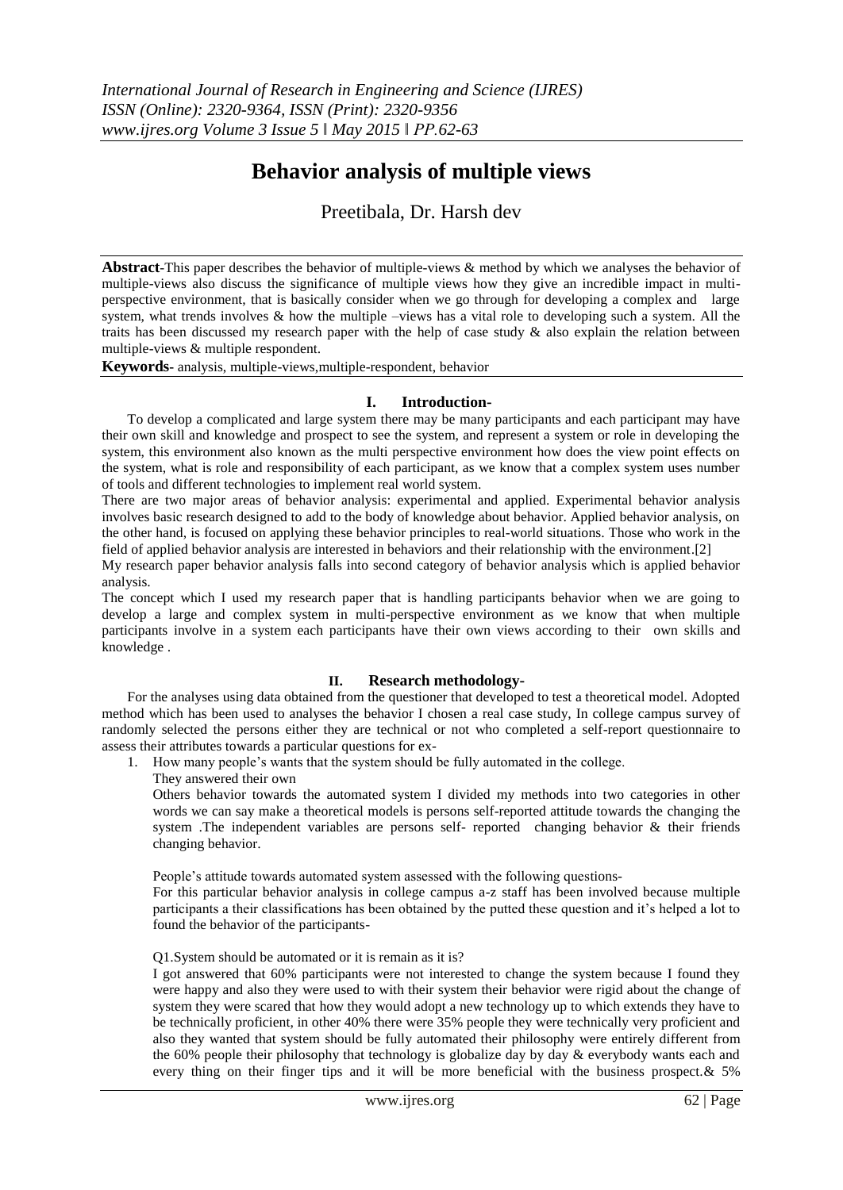# Behavior analysis of multiple views

Preetibala, Dr. Harsh dev

**Abstract**-This paper describes the behavior of multiple-views & method by which we analyses the behavior of multiple-views also discuss the significance of multiple views how they give an incredible impact in multi-perspective environment, that is basically consider when we go through for developing a complex and large system, what trends involves & how the multiple –views has a vital role to developing such a system. All the traits has been discussed my research paper with the help of case study & also explain the relation between multiple-views & multiple respondent.

**Keywords**- analysis, multiple-views,multiple-respondent, behavior

## I. Introduction-

To develop a complicated and large system there may be many participants and each participant may have their own skill and knowledge and prospect to see the system, and represent a system or role in developing the system, this environment also known as the multi perspective environment how does the view point effects on the system, what is role and responsibility of each participant, as we know that a complex system uses number of tools and different technologies to implement real world system.

There are two major areas of behavior analysis: experimental and applied. Experimental behavior analysis involves basic research designed to add to the body of knowledge about behavior. Applied behavior analysis, on the other hand, is focused on applying these behavior principles to real-world situations. Those who work in the field of applied behavior analysis are interested in behaviors and their relationship with the environment.[2]

My research paper behavior analysis falls into second category of behavior analysis which is applied behavior analysis.

The concept which I used my research paper that is handling participants behavior when we are going to develop a large and complex system in multi-perspective environment as we know that when multiple participants involve in a system each participants have their own views according to their own skills and knowledge .

## II. Research methodology-

For the analyses using data obtained from the questioner that developed to test a theoretical model. Adopted method which has been used to analyses the behavior I chosen a real case study, In college campus survey of randomly selected the persons either they are technical or not who completed a self-report questionnaire to assess their attributes towards a particular questions for ex-

1. How many people's wants that the system should be fully automated in the college.

   They answered their own

   Others behavior towards the automated system I divided my methods into two categories in other words we can say make a theoretical models is persons self-reported attitude towards the changing the system .The independent variables are persons self- reported changing behavior & their friends changing behavior.

   People's attitude towards automated system assessed with the following questions-

   For this particular behavior analysis in college campus a-z staff has been involved because multiple participants a their classifications has been obtained by the putted these question and it's helped a lot to found the behavior of the participants-

   Q1.System should be automated or it is remain as it is?

   I got answered that 60% participants were not interested to change the system because I found they were happy and also they were used to with their system their behavior were rigid about the change of system they were scared that how they would adopt a new technology up to which extends they have to be technically proficient, in other 40% there were 35% people they were technically very proficient and also they wanted that system should be fully automated their philosophy were entirely different from the 60% people their philosophy that technology is globalize day by day & everybody wants each and every thing on their finger tips and it will be more beneficial with the business prospect.& 5%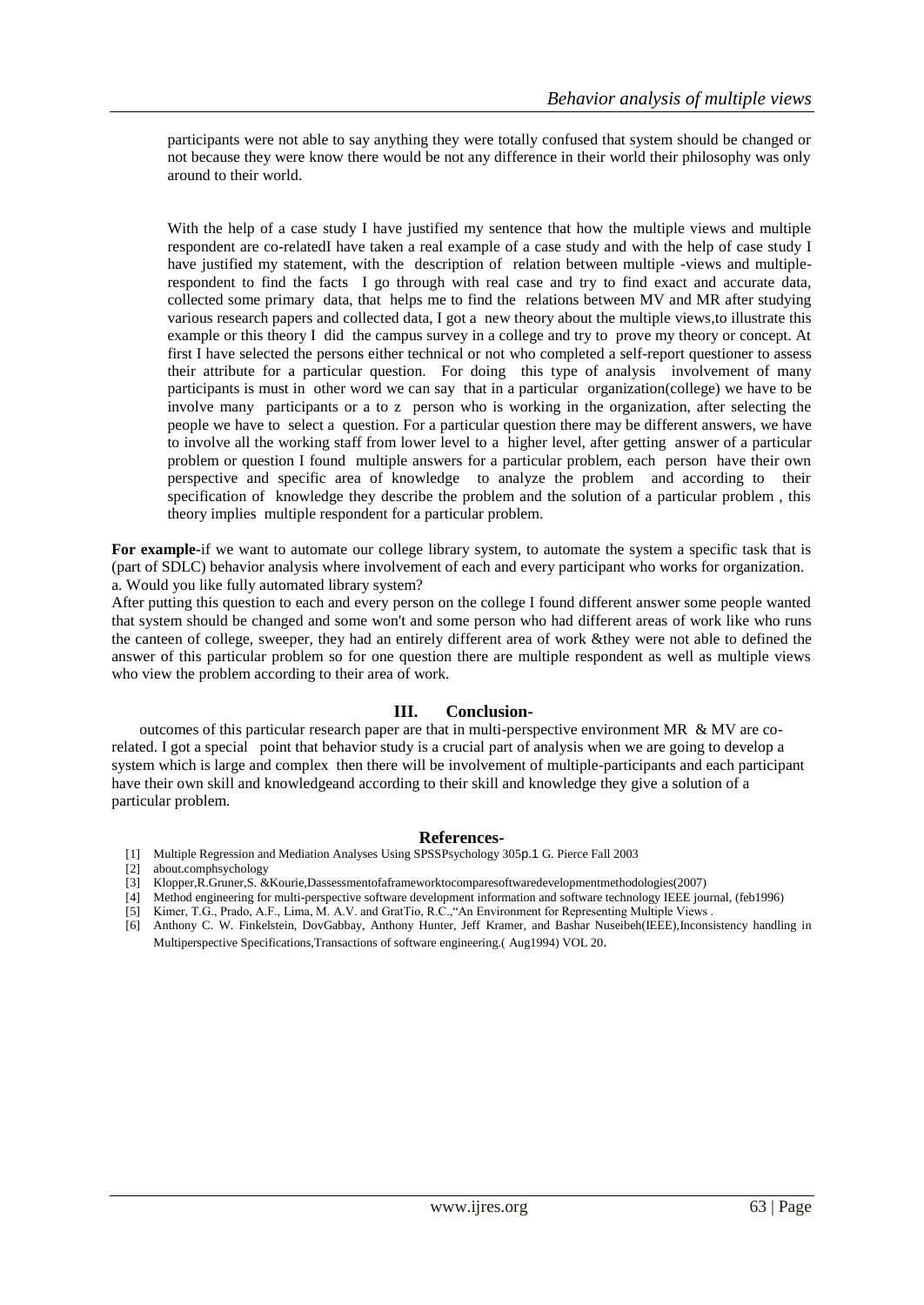participants were not able to say anything they were totally confused that system should be changed or not because they were know there would be not any difference in their world their philosophy was only around to their world.

With the help of a case study I have justified my sentence that how the multiple views and multiple respondent are co-relatedI have taken a real example of a case study and with the help of case study I have justified my statement, with the description of relation between multiple -views and multiple-respondent to find the facts I go through with real case and try to find exact and accurate data, collected some primary data, that helps me to find the relations between MV and MR after studying various research papers and collected data, I got a new theory about the multiple views,to illustrate this example or this theory I did the campus survey in a college and try to prove my theory or concept. At first I have selected the persons either technical or not who completed a self-report questioner to assess their attribute for a particular question. For doing this type of analysis involvement of many participants is must in other word we can say that in a particular organization(college) we have to be involve many participants or a to z person who is working in the organization, after selecting the people we have to select a question. For a particular question there may be different answers, we have to involve all the working staff from lower level to a higher level, after getting answer of a particular problem or question I found multiple answers for a particular problem, each person have their own perspective and specific area of knowledge to analyze the problem and according to their specification of knowledge they describe the problem and the solution of a particular problem , this theory implies multiple respondent for a particular problem.

**For example-**if we want to automate our college library system, to automate the system a specific task that is (part of SDLC) behavior analysis where involvement of each and every participant who works for organization.
a. Would you like fully automated library system?

After putting this question to each and every person on the college I found different answer some people wanted that system should be changed and some won't and some person who had different areas of work like who runs the canteen of college, sweeper, they had an entirely different area of work &they were not able to defined the answer of this particular problem so for one question there are multiple respondent as well as multiple views who view the problem according to their area of work.

## III. Conclusion-

outcomes of this particular research paper are that in multi-perspective environment MR & MV are co-related. I got a special point that behavior study is a crucial part of analysis when we are going to develop a system which is large and complex then there will be involvement of multiple-participants and each participant have their own skill and knowledgeand according to their skill and knowledge they give a solution of a particular problem.

## References-

[1] Multiple Regression and Mediation Analyses Using SPSSPsychology 305p.1 G. Pierce Fall 2003
[2] about.comphsychology
[3] Klopper,R.Gruner,S. &Kourie,Dassessmentofaframeworktocomparesoftwaredevelopmentmethodologies(2007)
[4] Method engineering for multi-perspective software development information and software technology IEEE journal, (feb1996)
[5] Kimer, T.G., Prado, A.F., Lima, M. A.V. and GratTio, R.C.,"An Environment for Representing Multiple Views .
[6] Anthony C. W. Finkelstein, DovGabbay, Anthony Hunter, Jeff Kramer, and Bashar Nuseibeh(IEEE),Inconsistency handling in Multiperspective Specifications,Transactions of software engineering.( Aug1994) VOL 20.